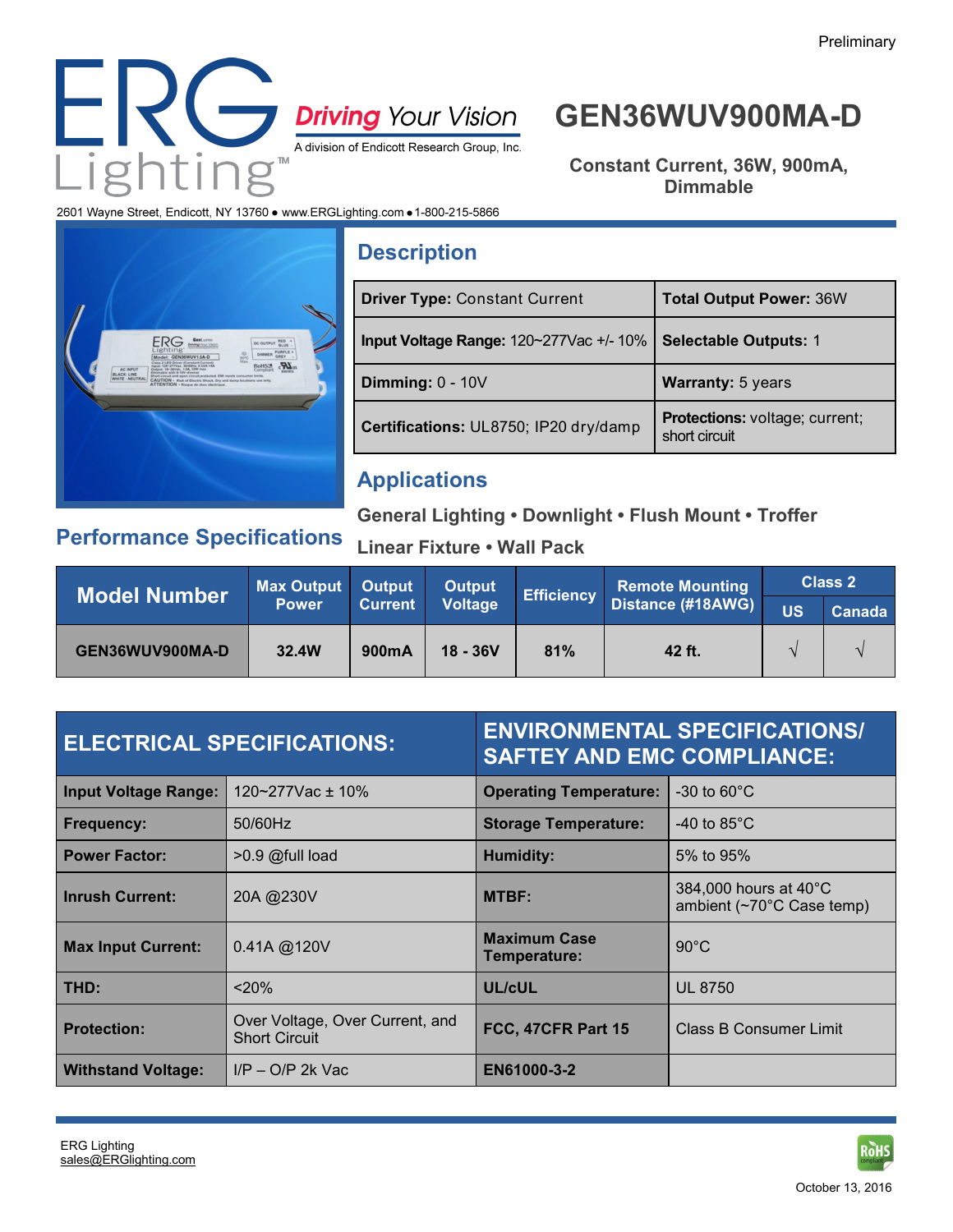Preliminary

# ERG Lighting™

**Driving Your Vision**

A division of Endicott Research Group, Inc.

2601 Wayne Street, Endicott, NY 13760 • www.ERGLighting.com • 1-800-215-5866

# GEN36WUV900MA-D

**Constant Current, 36W, 900mA, Dimmable**

## Description

| | |
|---|---|
| **Driver Type:** Constant Current | **Total Output Power:** 36W |
| **Input Voltage Range:** 120~277Vac +/- 10% | **Selectable Outputs:** 1 |
| **Dimming:** 0 - 10V | **Warranty:** 5 years |
| **Certifications:** UL8750; IP20 dry/damp | **Protections:** voltage; current; short circuit |

## Applications

**General Lighting • Downlight • Flush Mount • Troffer**

**Linear Fixture • Wall Pack**

## Performance Specifications

| Model Number | Max Output Power | Output Current | Output Voltage | Efficiency | Remote Mounting Distance (#18AWG) | Class 2 | |
|---|---|---|---|---|---|---|---|
| | | | | | | US | Canada |
| GEN36WUV900MA-D | 32.4W | 900mA | 18 - 36V | 81% | 42 ft. | √ | √ |

| ELECTRICAL SPECIFICATIONS: | | ENVIRONMENTAL SPECIFICATIONS/ SAFTEY AND EMC COMPLIANCE: | |
|---|---|---|---|
| **Input Voltage Range:** | 120~277Vac ± 10% | **Operating Temperature:** | -30 to 60°C |
| **Frequency:** | 50/60Hz | **Storage Temperature:** | -40 to 85°C |
| **Power Factor:** | >0.9 @full load | **Humidity:** | 5% to 95% |
| **Inrush Current:** | 20A @230V | **MTBF:** | 384,000 hours at 40°C ambient (~70°C Case temp) |
| **Max Input Current:** | 0.41A @120V | **Maximum Case Temperature:** | 90°C |
| **THD:** | <20% | **UL/cUL** | UL 8750 |
| **Protection:** | Over Voltage, Over Current, and Short Circuit | **FCC, 47CFR Part 15** | Class B Consumer Limit |
| **Withstand Voltage:** | I/P – O/P 2k Vac | **EN61000-3-2** | |

ERG Lighting
sales@ERGlighting.com

October 13, 2016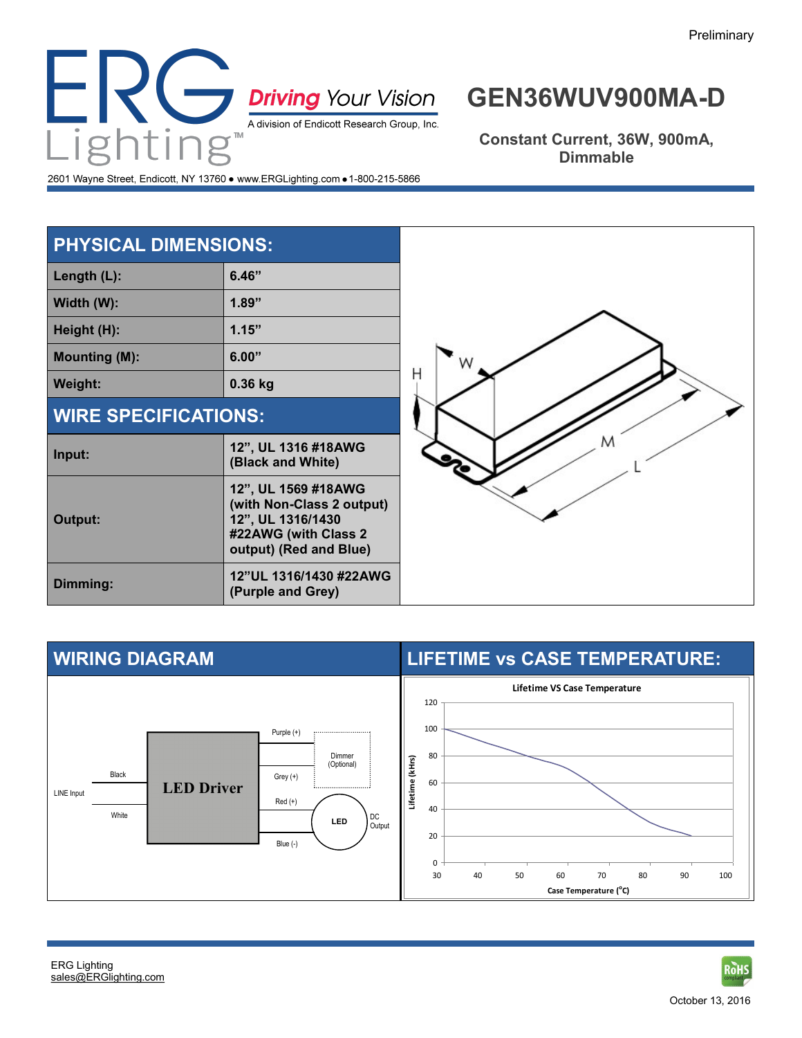Preliminary

# ERG Lighting

*Driving Your Vision*

A division of Endicott Research Group, Inc.

2601 Wayne Street, Endicott, NY 13760 ● www.ERGLighting.com ● 1-800-215-5866

# GEN36WUV900MA-D

**Constant Current, 36W, 900mA, Dimmable**

## PHYSICAL DIMENSIONS:

| | |
|---|---|
| **Length (L):** | **6.46"** |
| **Width (W):** | **1.89"** |
| **Height (H):** | **1.15"** |
| **Mounting (M):** | **6.00"** |
| **Weight:** | **0.36 kg** |

## WIRE SPECIFICATIONS:

| | |
|---|---|
| **Input:** | **12", UL 1316 #18AWG (Black and White)** |
| **Output:** | **12", UL 1569 #18AWG (with Non-Class 2 output) 12", UL 1316/1430 #22AWG (with Class 2 output) (Red and Blue)** |
| **Dimming:** | **12"UL 1316/1430 #22AWG (Purple and Grey)** |

H
W
M
L

## WIRING DIAGRAM

LINE Input
Black
White
LED Driver
Purple (+)
Grey (+)
Dimmer (Optional)
Red (+)
Blue (-)
LED
DC Output

## LIFETIME vs CASE TEMPERATURE:

Lifetime VS Case Temperature

Lifetime (kHrs)

120
100
80
60
40
20
0

30 40 50 60 70 80 90 100

Case Temperature (°C)

ERG Lighting
sales@ERGlighting.com

RoHS compliant

October 13, 2016